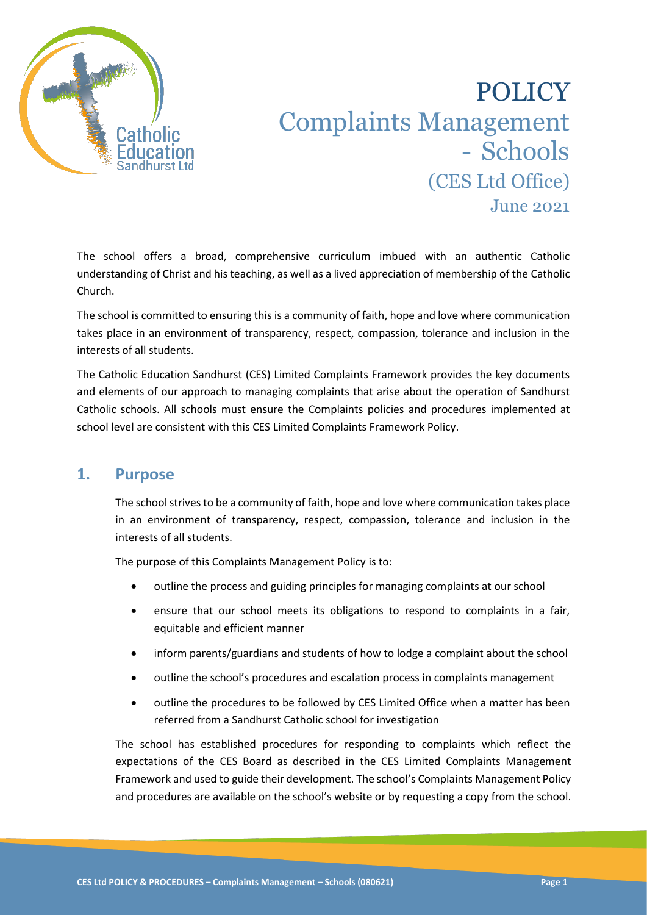# POLICY

# Complaints Management - Schools

## (CES Ltd Office)

## June 2021

The school offers a broad, comprehensive curriculum imbued with an authentic Catholic understanding of Christ and his teaching, as well as a lived appreciation of membership of the Catholic Church.

The school is committed to ensuring this is a community of faith, hope and love where communication takes place in an environment of transparency, respect, compassion, tolerance and inclusion in the interests of all students.

The Catholic Education Sandhurst (CES) Limited Complaints Framework provides the key documents and elements of our approach to managing complaints that arise about the operation of Sandhurst Catholic schools. All schools must ensure the Complaints policies and procedures implemented at school level are consistent with this CES Limited Complaints Framework Policy.

## 1. Purpose

The school strives to be a community of faith, hope and love where communication takes place in an environment of transparency, respect, compassion, tolerance and inclusion in the interests of all students.

The purpose of this Complaints Management Policy is to:

- outline the process and guiding principles for managing complaints at our school
- ensure that our school meets its obligations to respond to complaints in a fair, equitable and efficient manner
- inform parents/guardians and students of how to lodge a complaint about the school
- outline the school's procedures and escalation process in complaints management
- outline the procedures to be followed by CES Limited Office when a matter has been referred from a Sandhurst Catholic school for investigation

The school has established procedures for responding to complaints which reflect the expectations of the CES Board as described in the CES Limited Complaints Management Framework and used to guide their development. The school's Complaints Management Policy and procedures are available on the school's website or by requesting a copy from the school.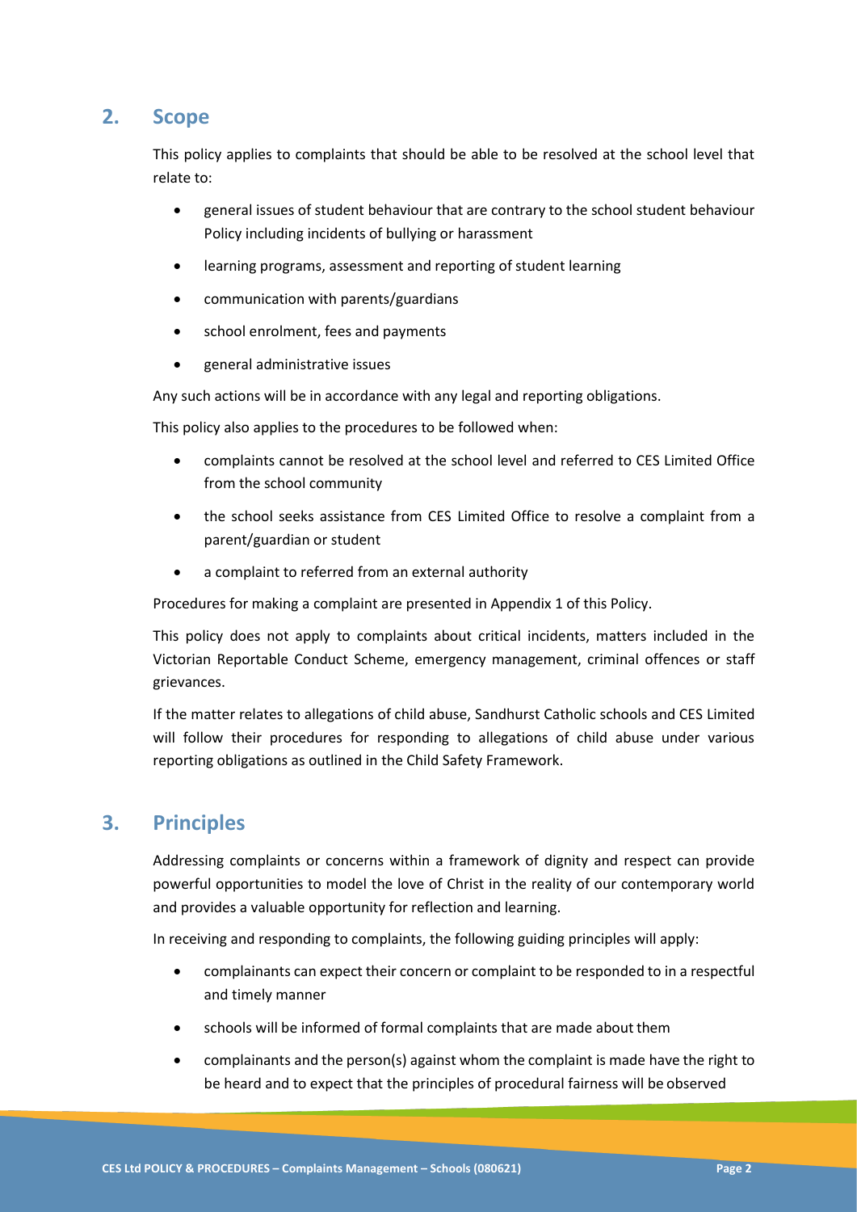## 2. Scope

This policy applies to complaints that should be able to be resolved at the school level that relate to:

- general issues of student behaviour that are contrary to the school student behaviour Policy including incidents of bullying or harassment
- learning programs, assessment and reporting of student learning
- communication with parents/guardians
- school enrolment, fees and payments
- general administrative issues

Any such actions will be in accordance with any legal and reporting obligations.

This policy also applies to the procedures to be followed when:

- complaints cannot be resolved at the school level and referred to CES Limited Office from the school community
- the school seeks assistance from CES Limited Office to resolve a complaint from a parent/guardian or student
- a complaint to referred from an external authority

Procedures for making a complaint are presented in Appendix 1 of this Policy.

This policy does not apply to complaints about critical incidents, matters included in the Victorian Reportable Conduct Scheme, emergency management, criminal offences or staff grievances.

If the matter relates to allegations of child abuse, Sandhurst Catholic schools and CES Limited will follow their procedures for responding to allegations of child abuse under various reporting obligations as outlined in the Child Safety Framework.

## 3. Principles

Addressing complaints or concerns within a framework of dignity and respect can provide powerful opportunities to model the love of Christ in the reality of our contemporary world and provides a valuable opportunity for reflection and learning.

In receiving and responding to complaints, the following guiding principles will apply:

- complainants can expect their concern or complaint to be responded to in a respectful and timely manner
- schools will be informed of formal complaints that are made about them
- complainants and the person(s) against whom the complaint is made have the right to be heard and to expect that the principles of procedural fairness will be observed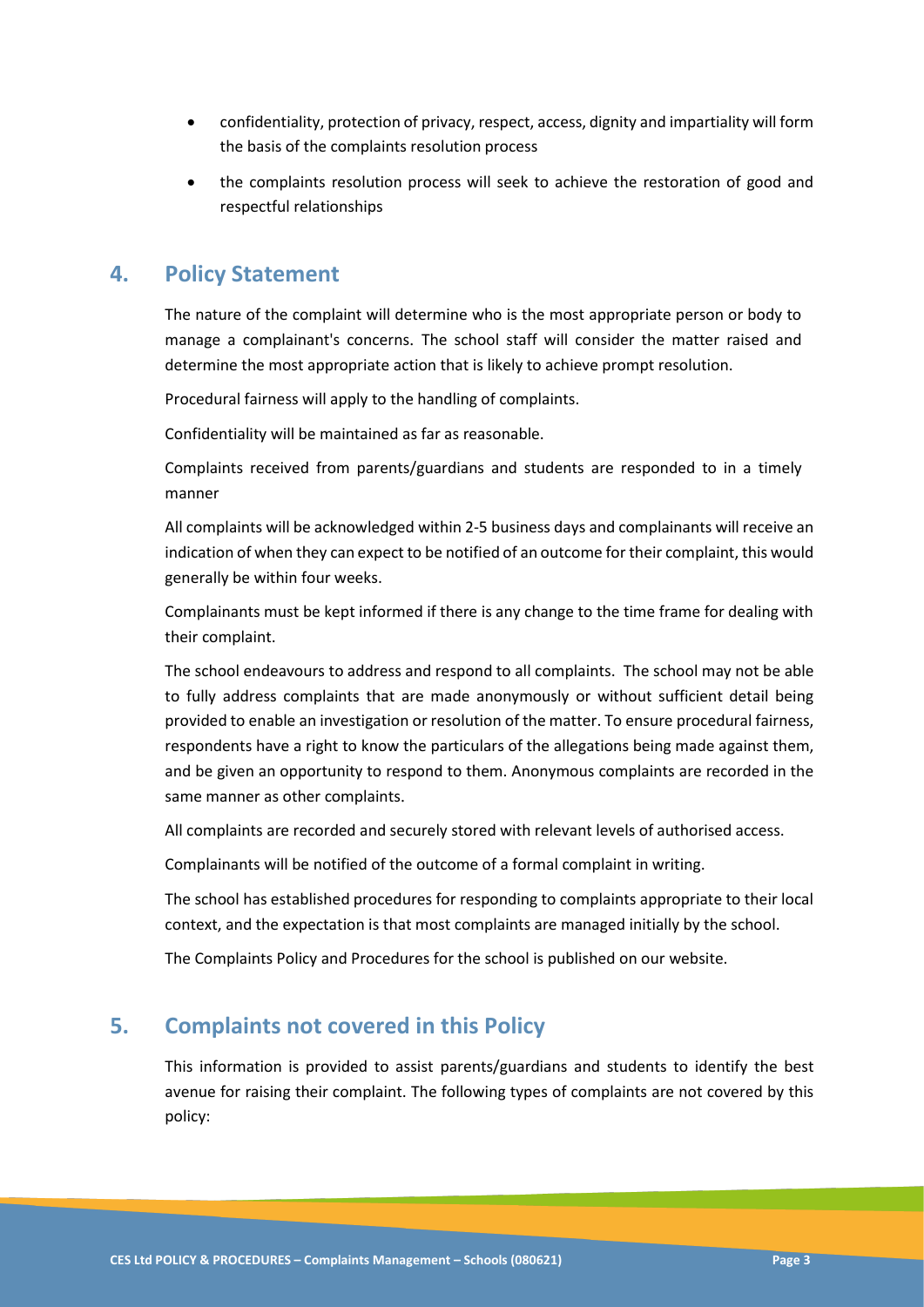- confidentiality, protection of privacy, respect, access, dignity and impartiality will form the basis of the complaints resolution process
- the complaints resolution process will seek to achieve the restoration of good and respectful relationships

## 4. Policy Statement

The nature of the complaint will determine who is the most appropriate person or body to manage a complainant's concerns. The school staff will consider the matter raised and determine the most appropriate action that is likely to achieve prompt resolution.

Procedural fairness will apply to the handling of complaints.

Confidentiality will be maintained as far as reasonable.

Complaints received from parents/guardians and students are responded to in a timely manner

All complaints will be acknowledged within 2-5 business days and complainants will receive an indication of when they can expect to be notified of an outcome for their complaint, this would generally be within four weeks.

Complainants must be kept informed if there is any change to the time frame for dealing with their complaint.

The school endeavours to address and respond to all complaints. The school may not be able to fully address complaints that are made anonymously or without sufficient detail being provided to enable an investigation or resolution of the matter. To ensure procedural fairness, respondents have a right to know the particulars of the allegations being made against them, and be given an opportunity to respond to them. Anonymous complaints are recorded in the same manner as other complaints.

All complaints are recorded and securely stored with relevant levels of authorised access.

Complainants will be notified of the outcome of a formal complaint in writing.

The school has established procedures for responding to complaints appropriate to their local context, and the expectation is that most complaints are managed initially by the school.

The Complaints Policy and Procedures for the school is published on our website.

## 5. Complaints not covered in this Policy

This information is provided to assist parents/guardians and students to identify the best avenue for raising their complaint. The following types of complaints are not covered by this policy: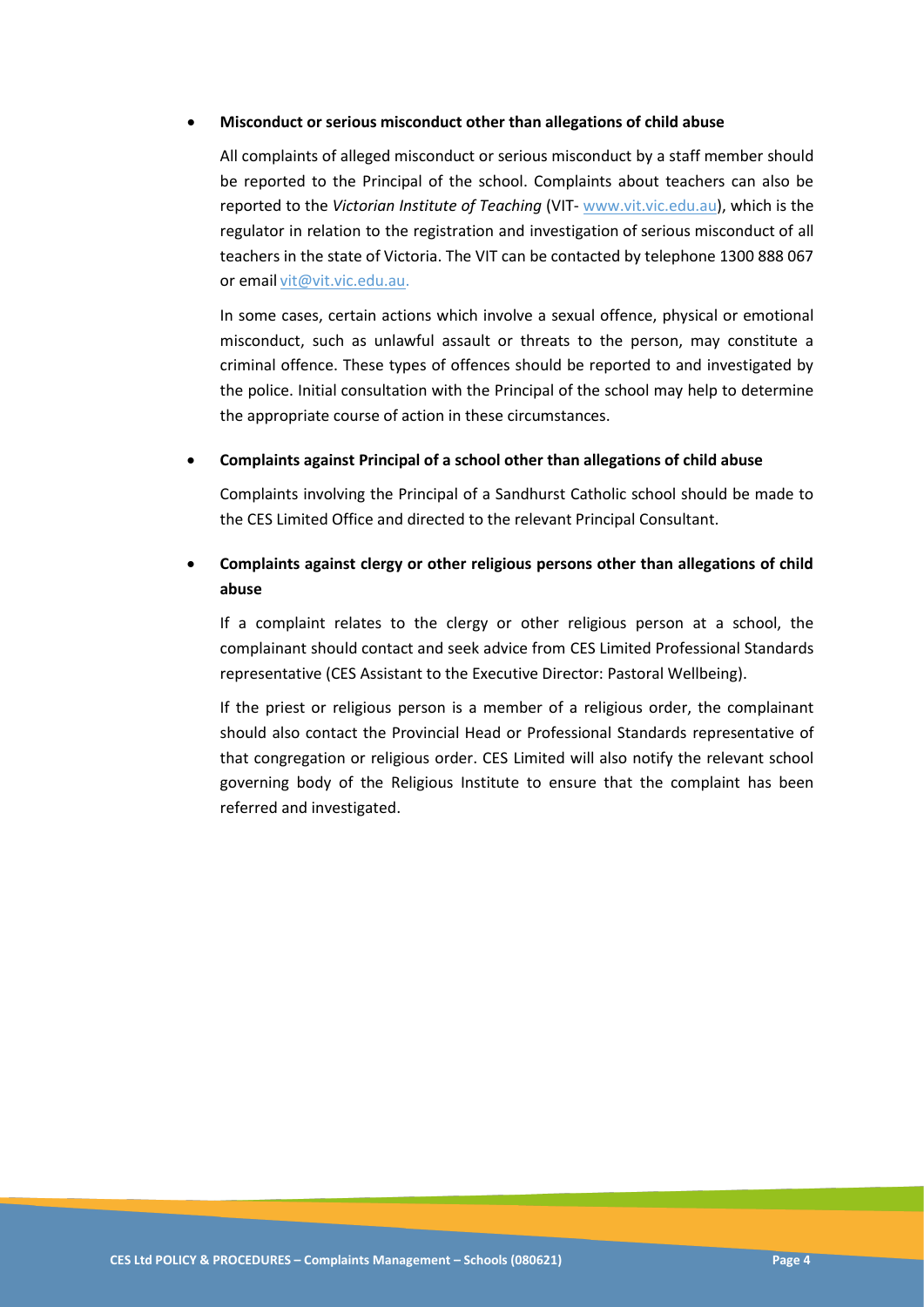- **Misconduct or serious misconduct other than allegations of child abuse**

  All complaints of alleged misconduct or serious misconduct by a staff member should be reported to the Principal of the school. Complaints about teachers can also be reported to the *Victorian Institute of Teaching* (VIT- www.vit.vic.edu.au), which is the regulator in relation to the registration and investigation of serious misconduct of all teachers in the state of Victoria. The VIT can be contacted by telephone 1300 888 067 or email vit@vit.vic.edu.au.

  In some cases, certain actions which involve a sexual offence, physical or emotional misconduct, such as unlawful assault or threats to the person, may constitute a criminal offence. These types of offences should be reported to and investigated by the police. Initial consultation with the Principal of the school may help to determine the appropriate course of action in these circumstances.

- **Complaints against Principal of a school other than allegations of child abuse**

  Complaints involving the Principal of a Sandhurst Catholic school should be made to the CES Limited Office and directed to the relevant Principal Consultant.

- **Complaints against clergy or other religious persons other than allegations of child abuse**

  If a complaint relates to the clergy or other religious person at a school, the complainant should contact and seek advice from CES Limited Professional Standards representative (CES Assistant to the Executive Director: Pastoral Wellbeing).

  If the priest or religious person is a member of a religious order, the complainant should also contact the Provincial Head or Professional Standards representative of that congregation or religious order. CES Limited will also notify the relevant school governing body of the Religious Institute to ensure that the complaint has been referred and investigated.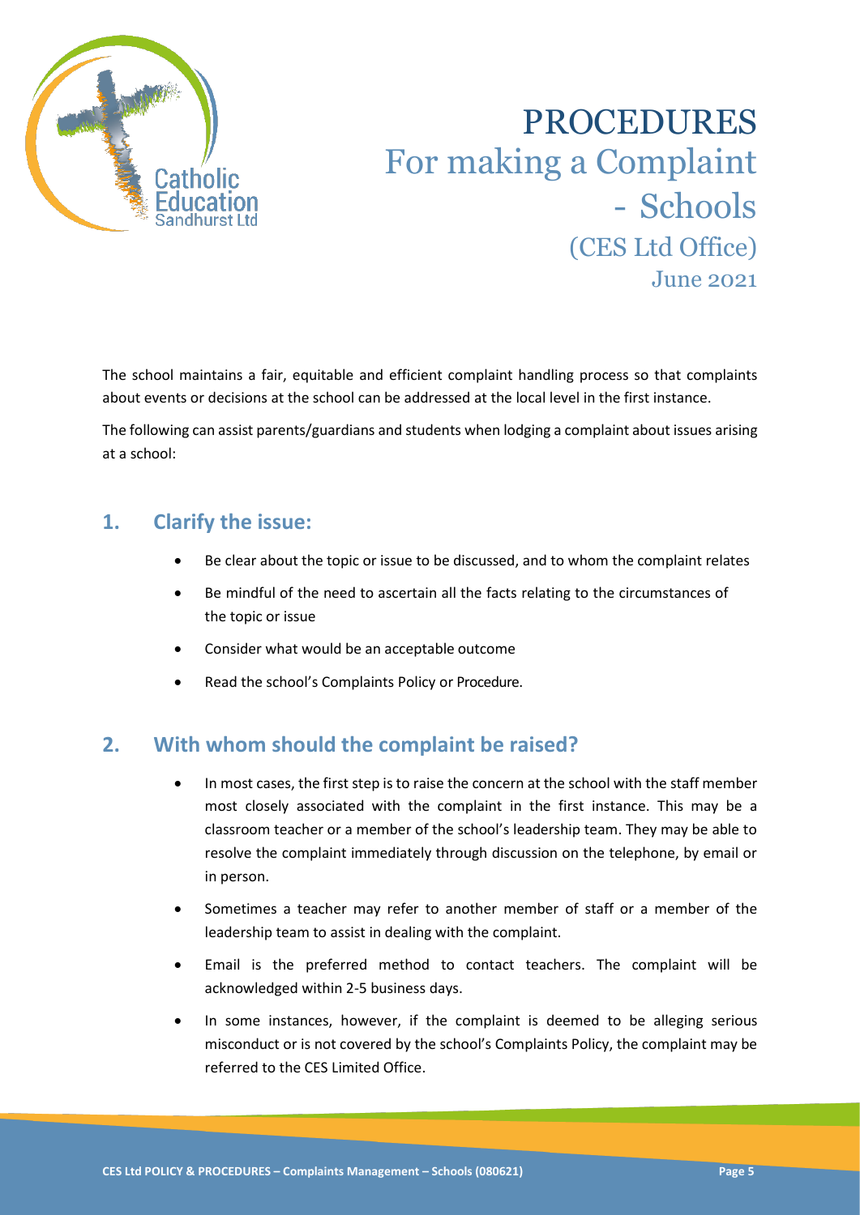# PROCEDURES
## For making a Complaint - Schools
### (CES Ltd Office)
June 2021

The school maintains a fair, equitable and efficient complaint handling process so that complaints about events or decisions at the school can be addressed at the local level in the first instance.

The following can assist parents/guardians and students when lodging a complaint about issues arising at a school:

## 1. Clarify the issue:

- Be clear about the topic or issue to be discussed, and to whom the complaint relates
- Be mindful of the need to ascertain all the facts relating to the circumstances of the topic or issue
- Consider what would be an acceptable outcome
- Read the school's Complaints Policy or Procedure.

## 2. With whom should the complaint be raised?

- In most cases, the first step is to raise the concern at the school with the staff member most closely associated with the complaint in the first instance. This may be a classroom teacher or a member of the school's leadership team. They may be able to resolve the complaint immediately through discussion on the telephone, by email or in person.
- Sometimes a teacher may refer to another member of staff or a member of the leadership team to assist in dealing with the complaint.
- Email is the preferred method to contact teachers. The complaint will be acknowledged within 2-5 business days.
- In some instances, however, if the complaint is deemed to be alleging serious misconduct or is not covered by the school's Complaints Policy, the complaint may be referred to the CES Limited Office.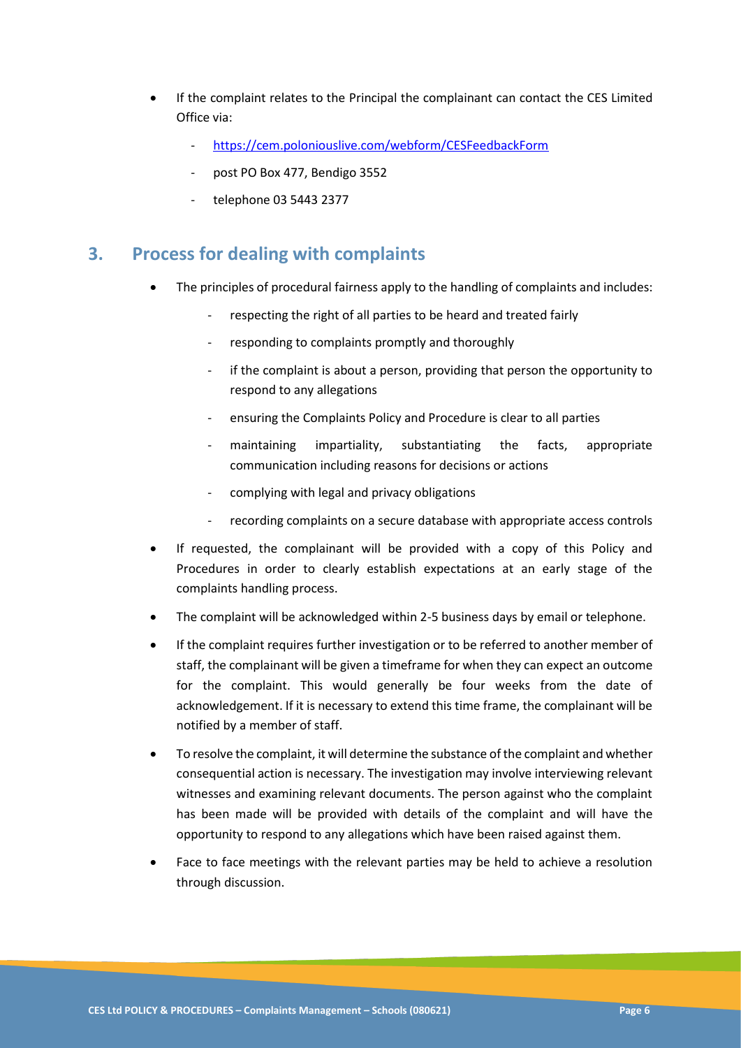- If the complaint relates to the Principal the complainant can contact the CES Limited Office via:
  - https://cem.poloniouslive.com/webform/CESFeedbackForm
  - post PO Box 477, Bendigo 3552
  - telephone 03 5443 2377

## 3. Process for dealing with complaints

- The principles of procedural fairness apply to the handling of complaints and includes:
  - respecting the right of all parties to be heard and treated fairly
  - responding to complaints promptly and thoroughly
  - if the complaint is about a person, providing that person the opportunity to respond to any allegations
  - ensuring the Complaints Policy and Procedure is clear to all parties
  - maintaining impartiality, substantiating the facts, appropriate communication including reasons for decisions or actions
  - complying with legal and privacy obligations
  - recording complaints on a secure database with appropriate access controls
- If requested, the complainant will be provided with a copy of this Policy and Procedures in order to clearly establish expectations at an early stage of the complaints handling process.
- The complaint will be acknowledged within 2-5 business days by email or telephone.
- If the complaint requires further investigation or to be referred to another member of staff, the complainant will be given a timeframe for when they can expect an outcome for the complaint. This would generally be four weeks from the date of acknowledgement. If it is necessary to extend this time frame, the complainant will be notified by a member of staff.
- To resolve the complaint, it will determine the substance of the complaint and whether consequential action is necessary. The investigation may involve interviewing relevant witnesses and examining relevant documents. The person against who the complaint has been made will be provided with details of the complaint and will have the opportunity to respond to any allegations which have been raised against them.
- Face to face meetings with the relevant parties may be held to achieve a resolution through discussion.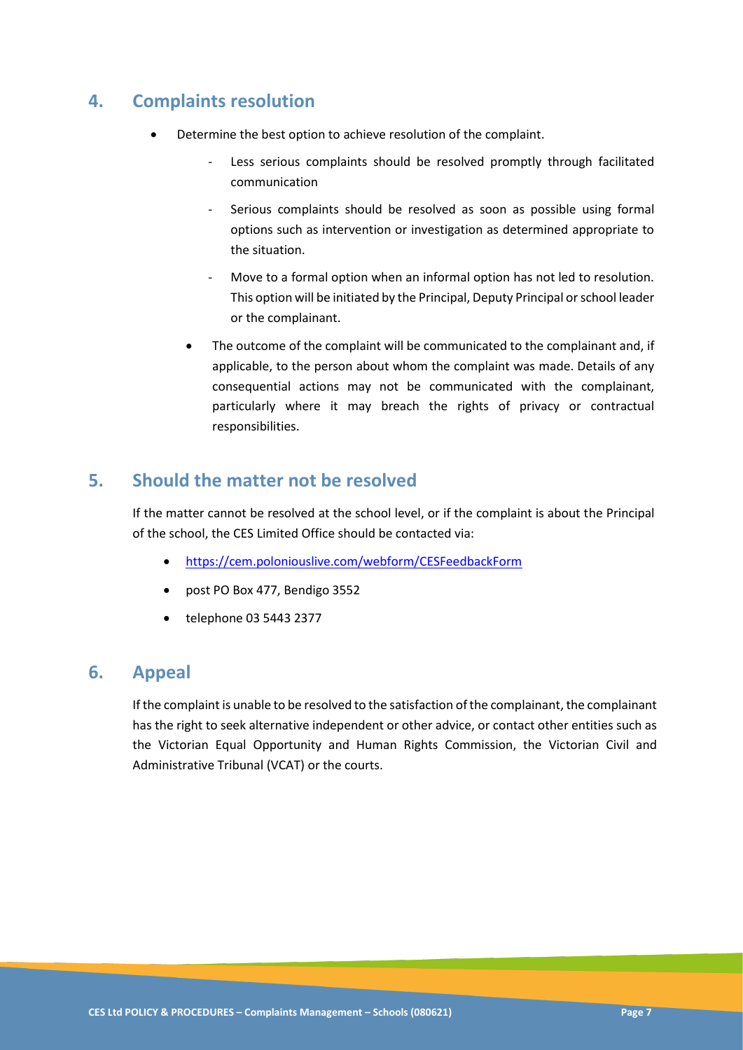## 4. Complaints resolution

- Determine the best option to achieve resolution of the complaint.
  - Less serious complaints should be resolved promptly through facilitated communication
  - Serious complaints should be resolved as soon as possible using formal options such as intervention or investigation as determined appropriate to the situation.
  - Move to a formal option when an informal option has not led to resolution. This option will be initiated by the Principal, Deputy Principal or school leader or the complainant.
- The outcome of the complaint will be communicated to the complainant and, if applicable, to the person about whom the complaint was made. Details of any consequential actions may not be communicated with the complainant, particularly where it may breach the rights of privacy or contractual responsibilities.

## 5. Should the matter not be resolved

If the matter cannot be resolved at the school level, or if the complaint is about the Principal of the school, the CES Limited Office should be contacted via:

- https://cem.poloniouslive.com/webform/CESFeedbackForm
- post PO Box 477, Bendigo 3552
- telephone 03 5443 2377

## 6. Appeal

If the complaint is unable to be resolved to the satisfaction of the complainant, the complainant has the right to seek alternative independent or other advice, or contact other entities such as the Victorian Equal Opportunity and Human Rights Commission, the Victorian Civil and Administrative Tribunal (VCAT) or the courts.